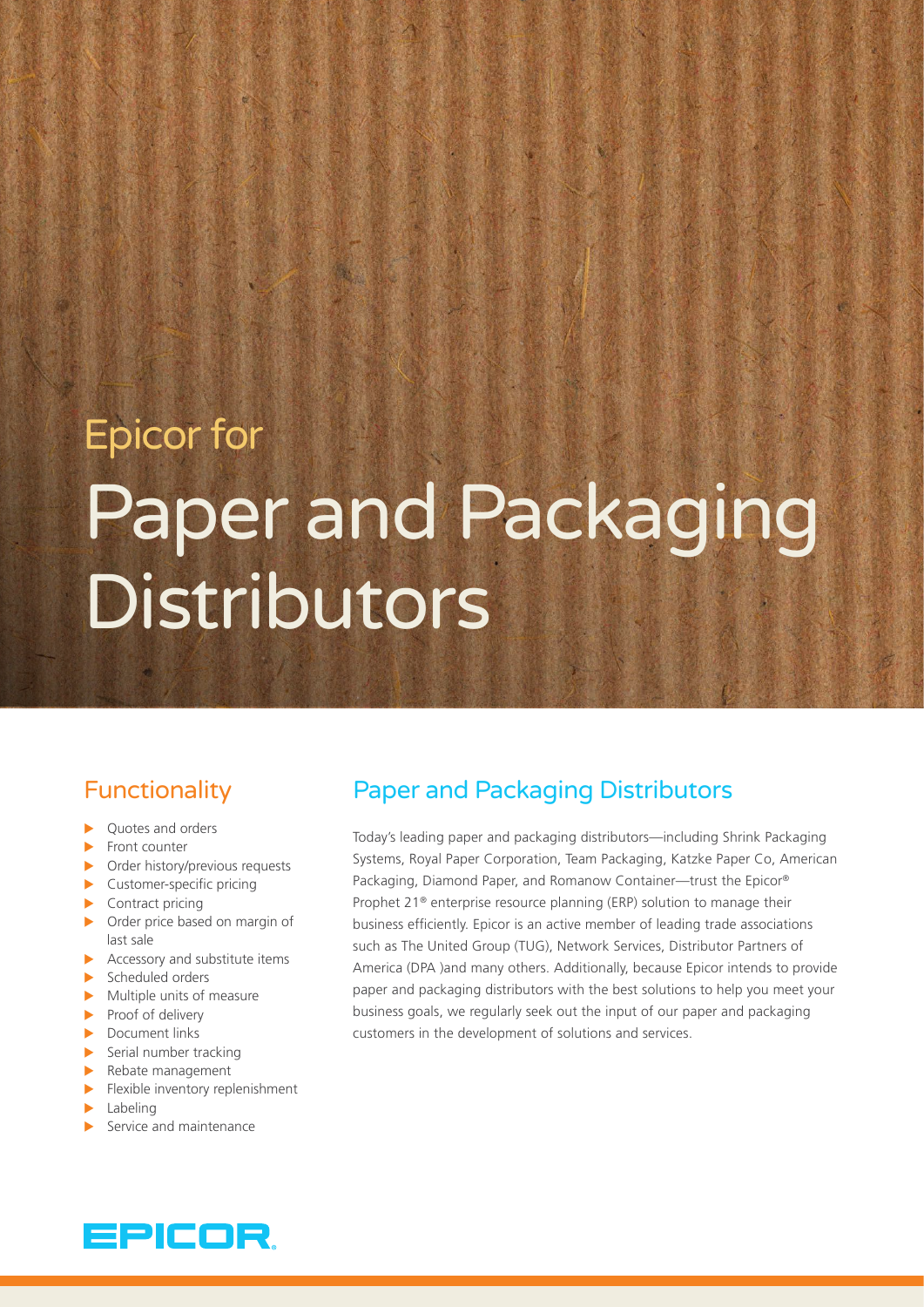Epicor for

# Paper and Packaging Distributors

## Functionality

- Quotes and orders
- Front counter
- Order history/previous requests
- Customer-specific pricing
- Contract pricing
- Order price based on margin of last sale
- Accessory and substitute items
- Scheduled orders
- Multiple units of measure
- Proof of delivery
- Document links
- Serial number tracking
- Rebate management
- Flexible inventory replenishment
- Labeling
- Service and maintenance

## Paper and Packaging Distributors

Today's leading paper and packaging distributors—including Shrink Packaging Systems, Royal Paper Corporation, Team Packaging, Katzke Paper Co, American Packaging, Diamond Paper, and Romanow Container—trust the Epicor® Prophet 21® enterprise resource planning (ERP) solution to manage their business efficiently. Epicor is an active member of leading trade associations such as The United Group (TUG), Network Services, Distributor Partners of America (DPA )and many others. Additionally, because Epicor intends to provide paper and packaging distributors with the best solutions to help you meet your business goals, we regularly seek out the input of our paper and packaging customers in the development of solutions and services.

EPICOR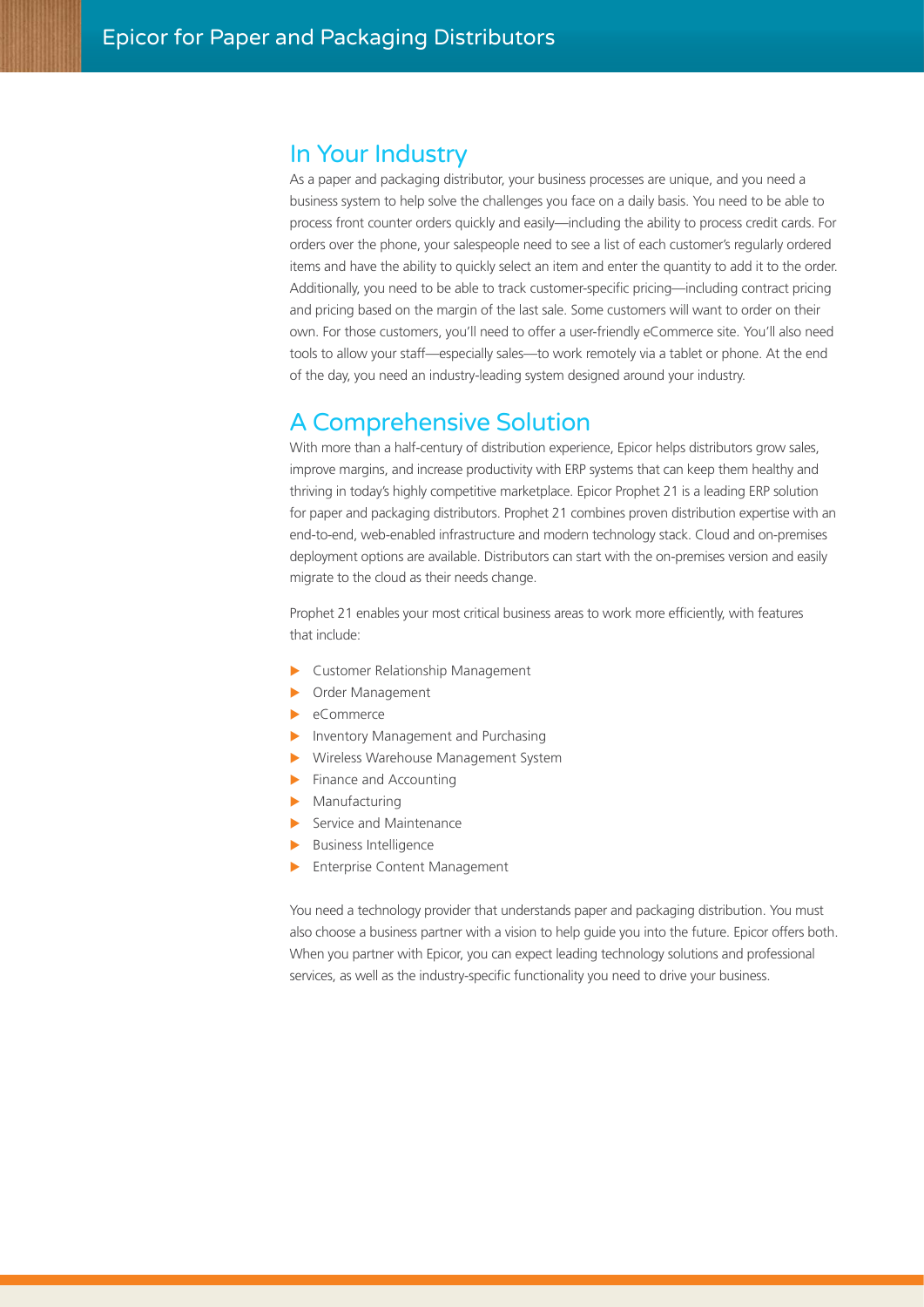## In Your Industry

As a paper and packaging distributor, your business processes are unique, and you need a business system to help solve the challenges you face on a daily basis. You need to be able to process front counter orders quickly and easily—including the ability to process credit cards. For orders over the phone, your salespeople need to see a list of each customer's regularly ordered items and have the ability to quickly select an item and enter the quantity to add it to the order. Additionally, you need to be able to track customer-specific pricing—including contract pricing and pricing based on the margin of the last sale. Some customers will want to order on their own. For those customers, you'll need to offer a user-friendly eCommerce site. You'll also need tools to allow your staff—especially sales—to work remotely via a tablet or phone. At the end of the day, you need an industry-leading system designed around your industry.

## A Comprehensive Solution

With more than a half-century of distribution experience, Epicor helps distributors grow sales, improve margins, and increase productivity with ERP systems that can keep them healthy and thriving in today's highly competitive marketplace. Epicor Prophet 21 is a leading ERP solution for paper and packaging distributors. Prophet 21 combines proven distribution expertise with an end-to-end, web-enabled infrastructure and modern technology stack. Cloud and on-premises deployment options are available. Distributors can start with the on-premises version and easily migrate to the cloud as their needs change.

Prophet 21 enables your most critical business areas to work more efficiently, with features that include:

- Customer Relationship Management
- Order Management
- eCommerce
- Inventory Management and Purchasing
- Wireless Warehouse Management System
- Finance and Accounting
- Manufacturing
- Service and Maintenance
- Business Intelligence
- Enterprise Content Management

You need a technology provider that understands paper and packaging distribution. You must also choose a business partner with a vision to help guide you into the future. Epicor offers both. When you partner with Epicor, you can expect leading technology solutions and professional services, as well as the industry-specific functionality you need to drive your business.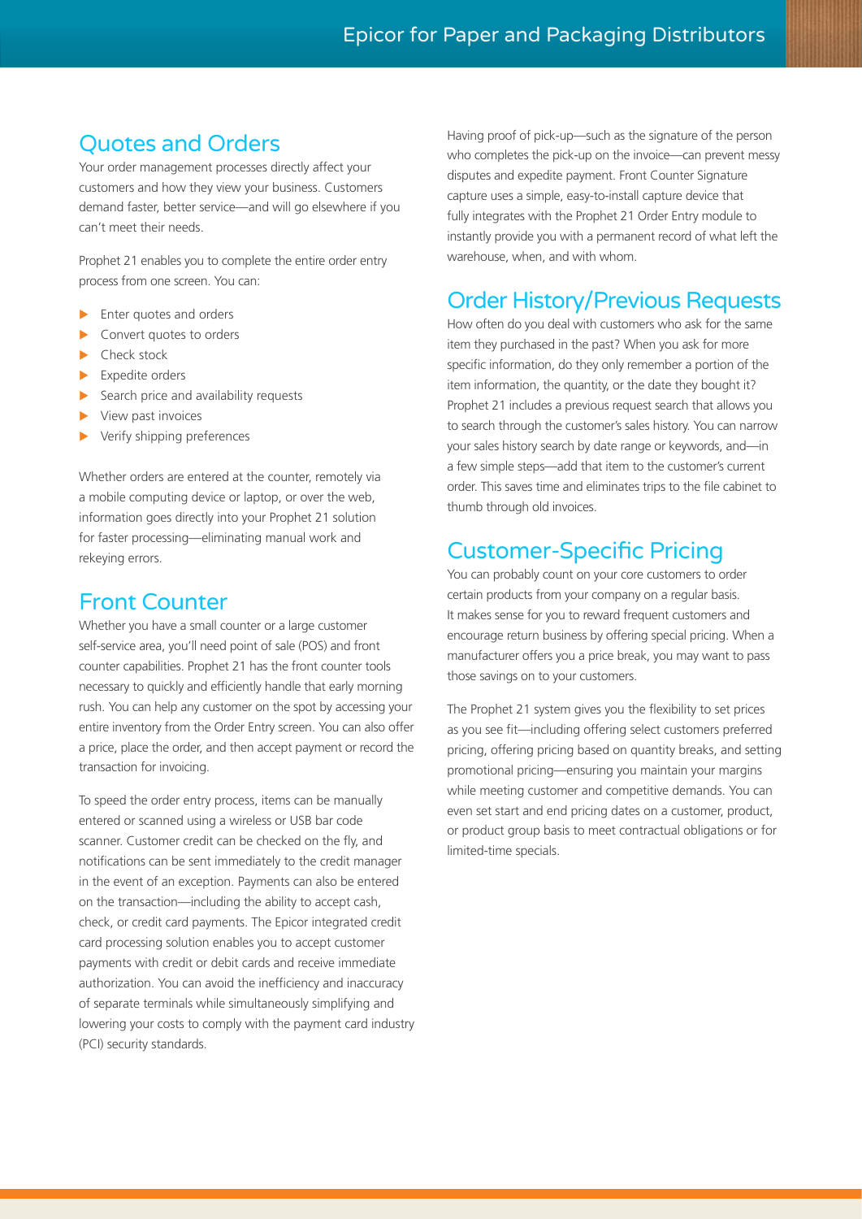## Quotes and Orders

Your order management processes directly affect your customers and how they view your business. Customers demand faster, better service—and will go elsewhere if you can't meet their needs.

Prophet 21 enables you to complete the entire order entry process from one screen. You can:

- Enter quotes and orders
- Convert quotes to orders
- Check stock
- Expedite orders
- Search price and availability requests
- View past invoices
- Verify shipping preferences

Whether orders are entered at the counter, remotely via a mobile computing device or laptop, or over the web, information goes directly into your Prophet 21 solution for faster processing—eliminating manual work and rekeying errors.

## Front Counter

Whether you have a small counter or a large customer self-service area, you'll need point of sale (POS) and front counter capabilities. Prophet 21 has the front counter tools necessary to quickly and efficiently handle that early morning rush. You can help any customer on the spot by accessing your entire inventory from the Order Entry screen. You can also offer a price, place the order, and then accept payment or record the transaction for invoicing.

To speed the order entry process, items can be manually entered or scanned using a wireless or USB bar code scanner. Customer credit can be checked on the fly, and notifications can be sent immediately to the credit manager in the event of an exception. Payments can also be entered on the transaction—including the ability to accept cash, check, or credit card payments. The Epicor integrated credit card processing solution enables you to accept customer payments with credit or debit cards and receive immediate authorization. You can avoid the inefficiency and inaccuracy of separate terminals while simultaneously simplifying and lowering your costs to comply with the payment card industry (PCI) security standards.

Having proof of pick-up—such as the signature of the person who completes the pick-up on the invoice—can prevent messy disputes and expedite payment. Front Counter Signature capture uses a simple, easy-to-install capture device that fully integrates with the Prophet 21 Order Entry module to instantly provide you with a permanent record of what left the warehouse, when, and with whom.

## Order History/Previous Requests

How often do you deal with customers who ask for the same item they purchased in the past? When you ask for more specific information, do they only remember a portion of the item information, the quantity, or the date they bought it? Prophet 21 includes a previous request search that allows you to search through the customer's sales history. You can narrow your sales history search by date range or keywords, and—in a few simple steps—add that item to the customer's current order. This saves time and eliminates trips to the file cabinet to thumb through old invoices.

## Customer-Specific Pricing

You can probably count on your core customers to order certain products from your company on a regular basis. It makes sense for you to reward frequent customers and encourage return business by offering special pricing. When a manufacturer offers you a price break, you may want to pass those savings on to your customers.

The Prophet 21 system gives you the flexibility to set prices as you see fit—including offering select customers preferred pricing, offering pricing based on quantity breaks, and setting promotional pricing—ensuring you maintain your margins while meeting customer and competitive demands. You can even set start and end pricing dates on a customer, product, or product group basis to meet contractual obligations or for limited-time specials.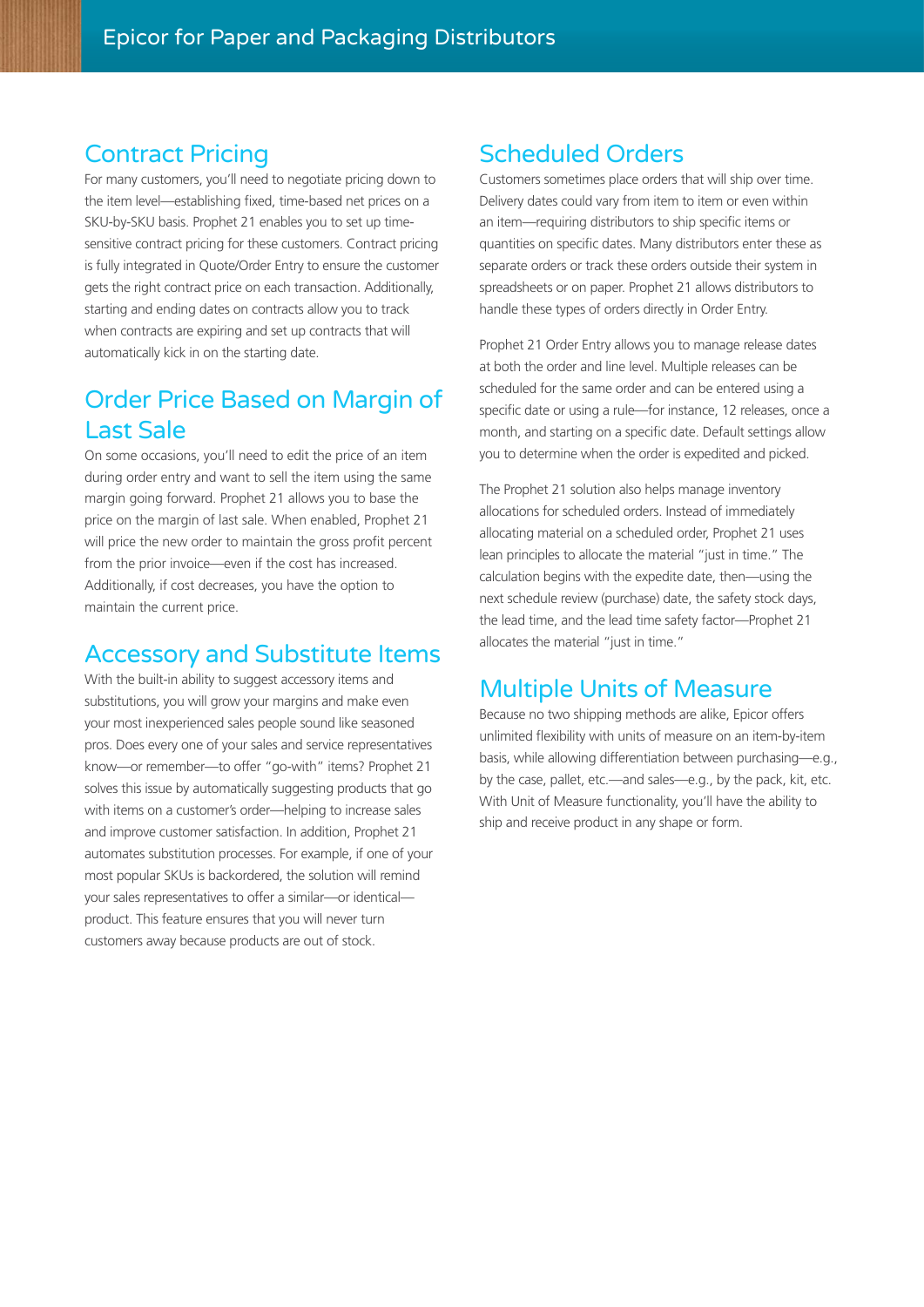## Contract Pricing

For many customers, you'll need to negotiate pricing down to the item level—establishing fixed, time-based net prices on a SKU-by-SKU basis. Prophet 21 enables you to set up time-sensitive contract pricing for these customers. Contract pricing is fully integrated in Quote/Order Entry to ensure the customer gets the right contract price on each transaction. Additionally, starting and ending dates on contracts allow you to track when contracts are expiring and set up contracts that will automatically kick in on the starting date.

## Order Price Based on Margin of Last Sale

On some occasions, you'll need to edit the price of an item during order entry and want to sell the item using the same margin going forward. Prophet 21 allows you to base the price on the margin of last sale. When enabled, Prophet 21 will price the new order to maintain the gross profit percent from the prior invoice—even if the cost has increased. Additionally, if cost decreases, you have the option to maintain the current price.

## Accessory and Substitute Items

With the built-in ability to suggest accessory items and substitutions, you will grow your margins and make even your most inexperienced sales people sound like seasoned pros. Does every one of your sales and service representatives know—or remember—to offer "go-with" items? Prophet 21 solves this issue by automatically suggesting products that go with items on a customer's order—helping to increase sales and improve customer satisfaction. In addition, Prophet 21 automates substitution processes. For example, if one of your most popular SKUs is backordered, the solution will remind your sales representatives to offer a similar—or identical—product. This feature ensures that you will never turn customers away because products are out of stock.

## Scheduled Orders

Customers sometimes place orders that will ship over time. Delivery dates could vary from item to item or even within an item—requiring distributors to ship specific items or quantities on specific dates. Many distributors enter these as separate orders or track these orders outside their system in spreadsheets or on paper. Prophet 21 allows distributors to handle these types of orders directly in Order Entry.

Prophet 21 Order Entry allows you to manage release dates at both the order and line level. Multiple releases can be scheduled for the same order and can be entered using a specific date or using a rule—for instance, 12 releases, once a month, and starting on a specific date. Default settings allow you to determine when the order is expedited and picked.

The Prophet 21 solution also helps manage inventory allocations for scheduled orders. Instead of immediately allocating material on a scheduled order, Prophet 21 uses lean principles to allocate the material "just in time." The calculation begins with the expedite date, then—using the next schedule review (purchase) date, the safety stock days, the lead time, and the lead time safety factor—Prophet 21 allocates the material "just in time."

## Multiple Units of Measure

Because no two shipping methods are alike, Epicor offers unlimited flexibility with units of measure on an item-by-item basis, while allowing differentiation between purchasing—e.g., by the case, pallet, etc.—and sales—e.g., by the pack, kit, etc. With Unit of Measure functionality, you'll have the ability to ship and receive product in any shape or form.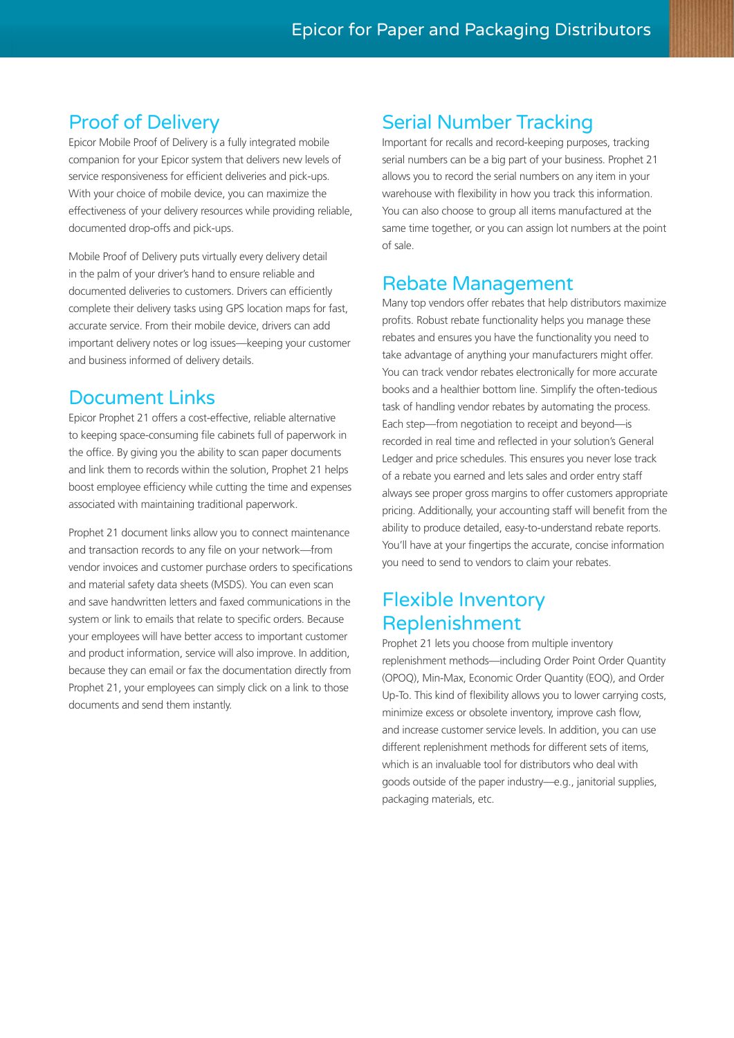## Proof of Delivery

Epicor Mobile Proof of Delivery is a fully integrated mobile companion for your Epicor system that delivers new levels of service responsiveness for efficient deliveries and pick-ups. With your choice of mobile device, you can maximize the effectiveness of your delivery resources while providing reliable, documented drop-offs and pick-ups.

Mobile Proof of Delivery puts virtually every delivery detail in the palm of your driver's hand to ensure reliable and documented deliveries to customers. Drivers can efficiently complete their delivery tasks using GPS location maps for fast, accurate service. From their mobile device, drivers can add important delivery notes or log issues—keeping your customer and business informed of delivery details.

## Document Links

Epicor Prophet 21 offers a cost-effective, reliable alternative to keeping space-consuming file cabinets full of paperwork in the office. By giving you the ability to scan paper documents and link them to records within the solution, Prophet 21 helps boost employee efficiency while cutting the time and expenses associated with maintaining traditional paperwork.

Prophet 21 document links allow you to connect maintenance and transaction records to any file on your network—from vendor invoices and customer purchase orders to specifications and material safety data sheets (MSDS). You can even scan and save handwritten letters and faxed communications in the system or link to emails that relate to specific orders. Because your employees will have better access to important customer and product information, service will also improve. In addition, because they can email or fax the documentation directly from Prophet 21, your employees can simply click on a link to those documents and send them instantly.

## Serial Number Tracking

Important for recalls and record-keeping purposes, tracking serial numbers can be a big part of your business. Prophet 21 allows you to record the serial numbers on any item in your warehouse with flexibility in how you track this information. You can also choose to group all items manufactured at the same time together, or you can assign lot numbers at the point of sale.

## Rebate Management

Many top vendors offer rebates that help distributors maximize profits. Robust rebate functionality helps you manage these rebates and ensures you have the functionality you need to take advantage of anything your manufacturers might offer. You can track vendor rebates electronically for more accurate books and a healthier bottom line. Simplify the often-tedious task of handling vendor rebates by automating the process. Each step—from negotiation to receipt and beyond—is recorded in real time and reflected in your solution's General Ledger and price schedules. This ensures you never lose track of a rebate you earned and lets sales and order entry staff always see proper gross margins to offer customers appropriate pricing. Additionally, your accounting staff will benefit from the ability to produce detailed, easy-to-understand rebate reports. You'll have at your fingertips the accurate, concise information you need to send to vendors to claim your rebates.

## Flexible Inventory Replenishment

Prophet 21 lets you choose from multiple inventory replenishment methods—including Order Point Order Quantity (OPOQ), Min-Max, Economic Order Quantity (EOQ), and Order Up-To. This kind of flexibility allows you to lower carrying costs, minimize excess or obsolete inventory, improve cash flow, and increase customer service levels. In addition, you can use different replenishment methods for different sets of items, which is an invaluable tool for distributors who deal with goods outside of the paper industry—e.g., janitorial supplies, packaging materials, etc.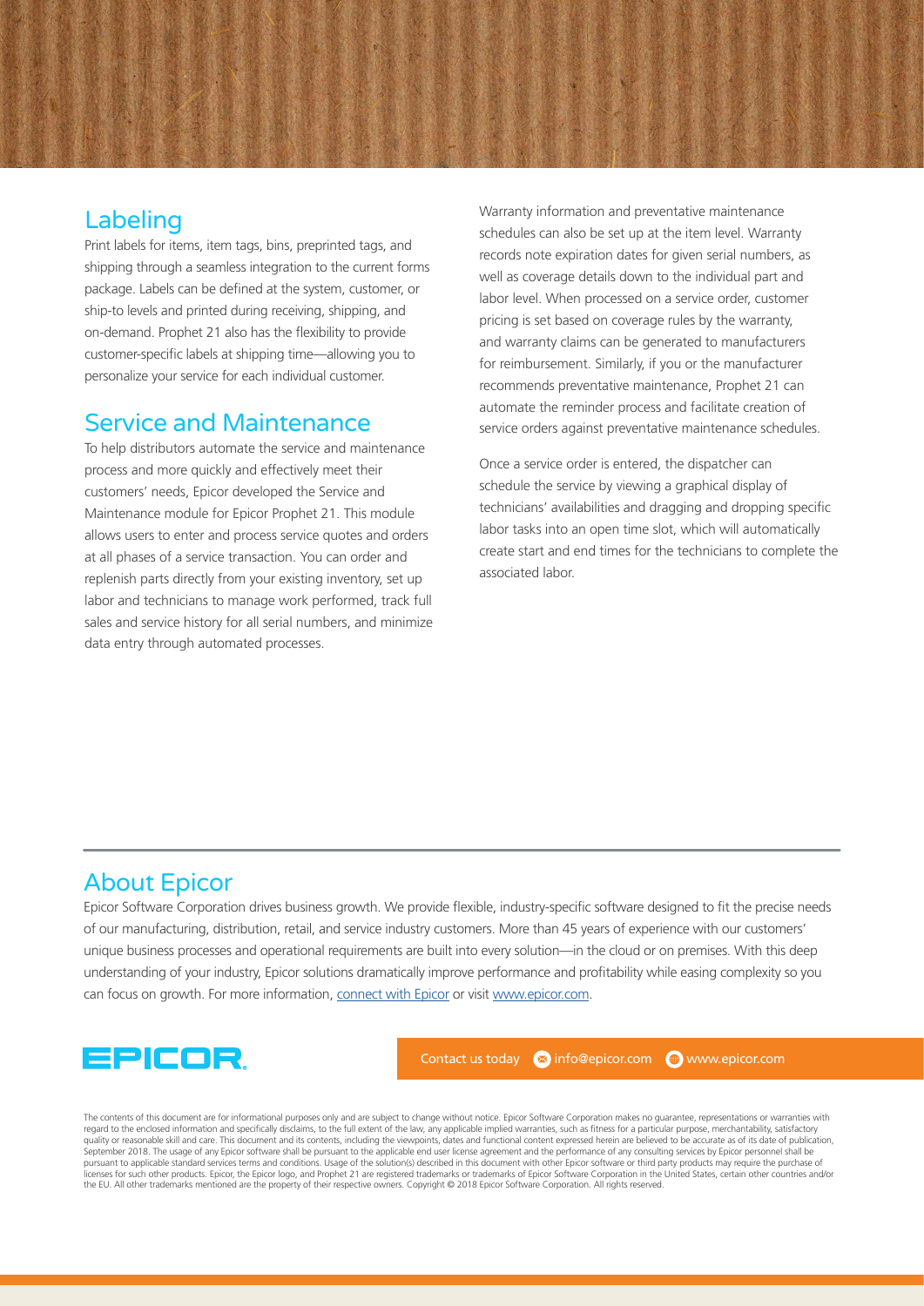## Labeling

Print labels for items, item tags, bins, preprinted tags, and shipping through a seamless integration to the current forms package. Labels can be defined at the system, customer, or ship-to levels and printed during receiving, shipping, and on-demand. Prophet 21 also has the flexibility to provide customer-specific labels at shipping time—allowing you to personalize your service for each individual customer.

## Service and Maintenance

To help distributors automate the service and maintenance process and more quickly and effectively meet their customers' needs, Epicor developed the Service and Maintenance module for Epicor Prophet 21. This module allows users to enter and process service quotes and orders at all phases of a service transaction. You can order and replenish parts directly from your existing inventory, set up labor and technicians to manage work performed, track full sales and service history for all serial numbers, and minimize data entry through automated processes.

Warranty information and preventative maintenance schedules can also be set up at the item level. Warranty records note expiration dates for given serial numbers, as well as coverage details down to the individual part and labor level. When processed on a service order, customer pricing is set based on coverage rules by the warranty, and warranty claims can be generated to manufacturers for reimbursement. Similarly, if you or the manufacturer recommends preventative maintenance, Prophet 21 can automate the reminder process and facilitate creation of service orders against preventative maintenance schedules.

Once a service order is entered, the dispatcher can schedule the service by viewing a graphical display of technicians' availabilities and dragging and dropping specific labor tasks into an open time slot, which will automatically create start and end times for the technicians to complete the associated labor.

## About Epicor

Epicor Software Corporation drives business growth. We provide flexible, industry-specific software designed to fit the precise needs of our manufacturing, distribution, retail, and service industry customers. More than 45 years of experience with our customers' unique business processes and operational requirements are built into every solution—in the cloud or on premises. With this deep understanding of your industry, Epicor solutions dramatically improve performance and profitability while easing complexity so you can focus on growth. For more information, connect with Epicor or visit www.epicor.com.

EPICOR

Contact us today info@epicor.com www.epicor.com

The contents of this document are for informational purposes only and are subject to change without notice. Epicor Software Corporation makes no guarantee, representations or warranties with regard to the enclosed information and specifically disclaims, to the full extent of the law, any applicable implied warranties, such as fitness for a particular purpose, merchantability, satisfactory quality or reasonable skill and care. This document and its contents, including the viewpoints, dates and functional content expressed herein are believed to be accurate as of its date of publication, September 2018. The usage of any Epicor software shall be pursuant to the applicable end user license agreement and the performance of any consulting services by Epicor personnel shall be pursuant to applicable standard services terms and conditions. Usage of the solution(s) described in this document with other Epicor software or third party products may require the purchase of licenses for such other products. Epicor, the Epicor logo, and Prophet 21 are registered trademarks or trademarks of Epicor Software Corporation in the United States, certain other countries and/or the EU. All other trademarks mentioned are the property of their respective owners. Copyright © 2018 Epicor Software Corporation. All rights reserved.